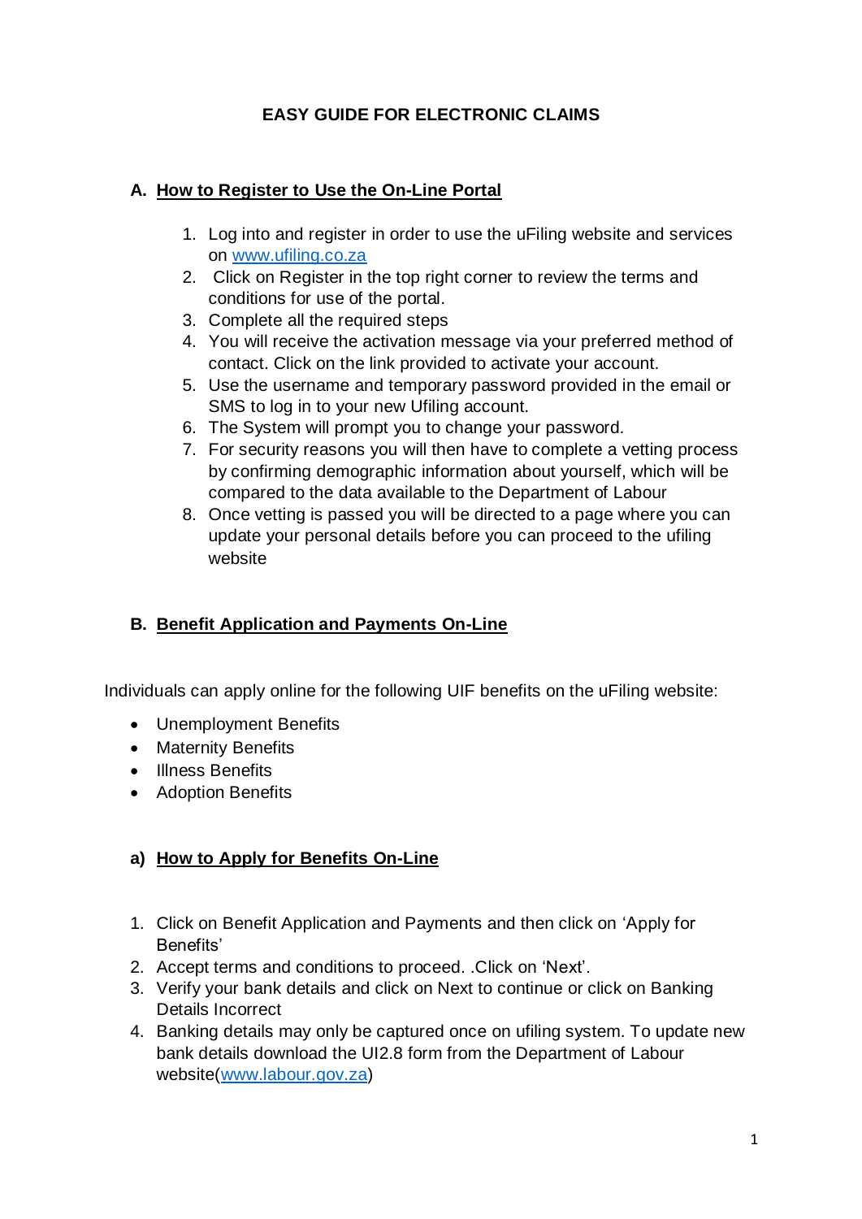# EASY GUIDE FOR ELECTRONIC CLAIMS

## A. How to Register to Use the On-Line Portal

1. Log into and register in order to use the uFiling website and services on [www.ufiling.co.za](http://www.ufiling.co.za)
2. Click on Register in the top right corner to review the terms and conditions for use of the portal.
3. Complete all the required steps
4. You will receive the activation message via your preferred method of contact. Click on the link provided to activate your account.
5. Use the username and temporary password provided in the email or SMS to log in to your new Ufiling account.
6. The System will prompt you to change your password.
7. For security reasons you will then have to complete a vetting process by confirming demographic information about yourself, which will be compared to the data available to the Department of Labour
8. Once vetting is passed you will be directed to a page where you can update your personal details before you can proceed to the ufiling website

## B. Benefit Application and Payments On-Line

Individuals can apply online for the following UIF benefits on the uFiling website:

- Unemployment Benefits
- Maternity Benefits
- Illness Benefits
- Adoption Benefits

### a) How to Apply for Benefits On-Line

1. Click on Benefit Application and Payments and then click on 'Apply for Benefits'
2. Accept terms and conditions to proceed. .Click on 'Next'.
3. Verify your bank details and click on Next to continue or click on Banking Details Incorrect
4. Banking details may only be captured once on ufiling system. To update new bank details download the UI2.8 form from the Department of Labour website([www.labour.gov.za](http://www.labour.gov.za))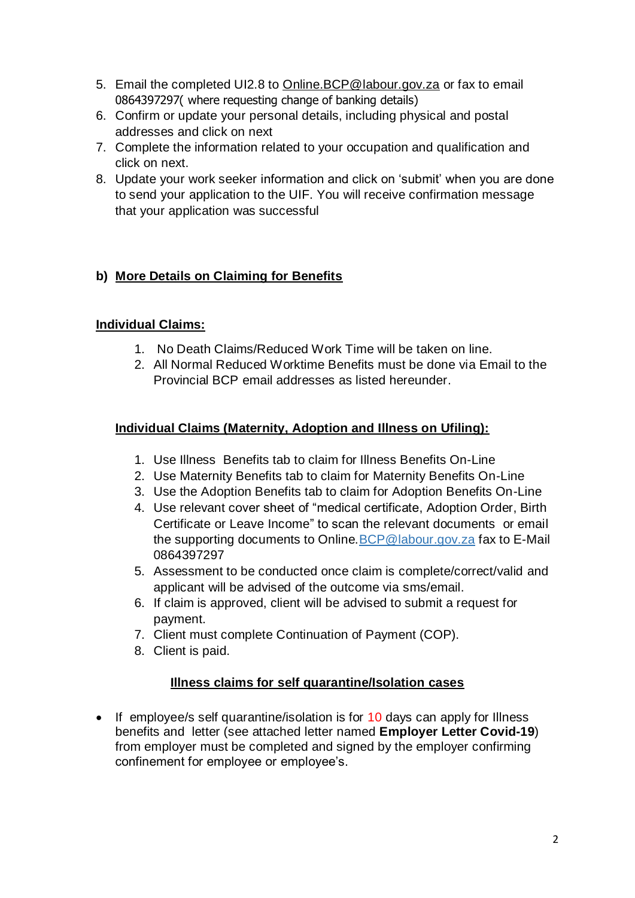5. Email the completed UI2.8 to Online.BCP@labour.gov.za or fax to email 0864397297( where requesting change of banking details)
6. Confirm or update your personal details, including physical and postal addresses and click on next
7. Complete the information related to your occupation and qualification and click on next.
8. Update your work seeker information and click on 'submit' when you are done to send your application to the UIF. You will receive confirmation message that your application was successful

**b) <u>More Details on Claiming for Benefits</u>**

**<u>Individual Claims:</u>**

1. No Death Claims/Reduced Work Time will be taken on line.
2. All Normal Reduced Worktime Benefits must be done via Email to the Provincial BCP email addresses as listed hereunder.

**<u>Individual Claims (Maternity, Adoption and Illness on Ufiling):</u>**

1. Use Illness Benefits tab to claim for Illness Benefits On-Line
2. Use Maternity Benefits tab to claim for Maternity Benefits On-Line
3. Use the Adoption Benefits tab to claim for Adoption Benefits On-Line
4. Use relevant cover sheet of "medical certificate, Adoption Order, Birth Certificate or Leave Income" to scan the relevant documents or email the supporting documents to Online.BCP@labour.gov.za fax to E-Mail 0864397297
5. Assessment to be conducted once claim is complete/correct/valid and applicant will be advised of the outcome via sms/email.
6. If claim is approved, client will be advised to submit a request for payment.
7. Client must complete Continuation of Payment (COP).
8. Client is paid.

**<u>Illness claims for self quarantine/Isolation cases</u>**

- If employee/s self quarantine/isolation is for 10 days can apply for Illness benefits and letter (see attached letter named **Employer Letter Covid-19**) from employer must be completed and signed by the employer confirming confinement for employee or employee's.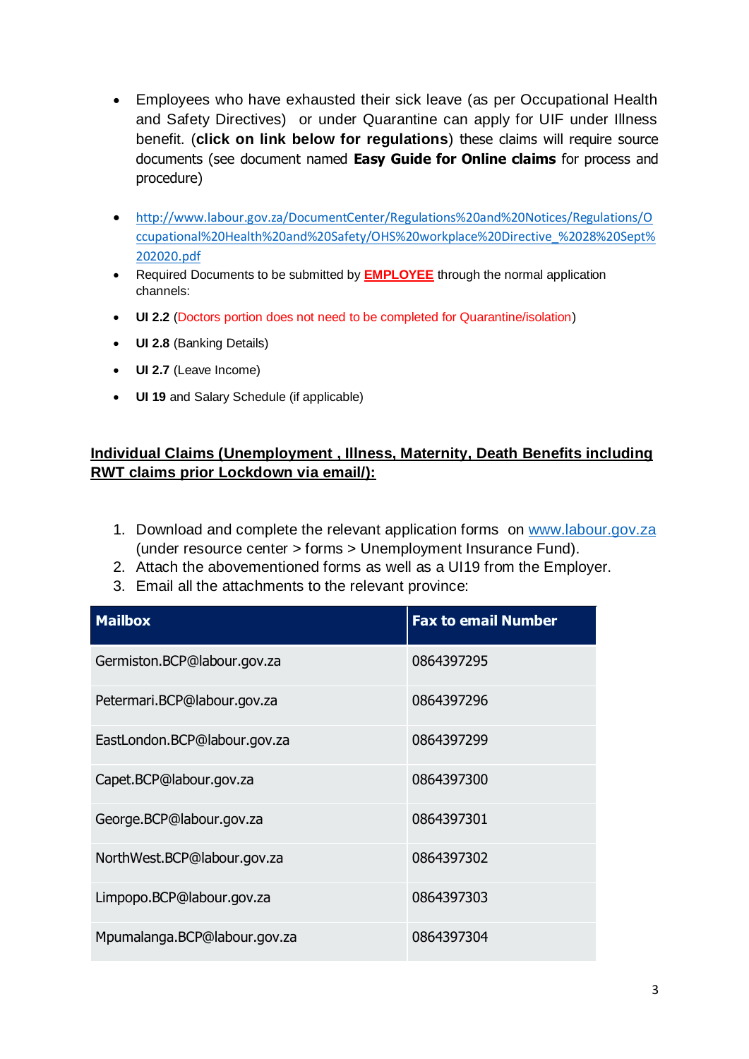- Employees who have exhausted their sick leave (as per Occupational Health and Safety Directives) or under Quarantine can apply for UIF under Illness benefit. (**click on link below for regulations**) these claims will require source documents (see document named **Easy Guide for Online claims** for process and procedure)

- [http://www.labour.gov.za/DocumentCenter/Regulations%20and%20Notices/Regulations/Occupational%20Health%20and%20Safety/OHS%20workplace%20Directive_%2028%20Sept%202020.pdf](http://www.labour.gov.za/DocumentCenter/Regulations%20and%20Notices/Regulations/Occupational%20Health%20and%20Safety/OHS%20workplace%20Directive_%2028%20Sept%202020.pdf)
- Required Documents to be submitted by **EMPLOYEE** through the normal application channels:
- **UI 2.2** (Doctors portion does not need to be completed for Quarantine/isolation)
- **UI 2.8** (Banking Details)
- **UI 2.7** (Leave Income)
- **UI 19** and Salary Schedule (if applicable)

**Individual Claims (Unemployment , Illness, Maternity, Death Benefits including RWT claims prior Lockdown via email/):**

1. Download and complete the relevant application forms on [www.labour.gov.za](http://www.labour.gov.za) (under resource center > forms > Unemployment Insurance Fund).
2. Attach the abovementioned forms as well as a UI19 from the Employer.
3. Email all the attachments to the relevant province:

| Mailbox | Fax to email Number |
|---|---|
| Germiston.BCP@labour.gov.za | 0864397295 |
| Petermari.BCP@labour.gov.za | 0864397296 |
| EastLondon.BCP@labour.gov.za | 0864397299 |
| Capet.BCP@labour.gov.za | 0864397300 |
| George.BCP@labour.gov.za | 0864397301 |
| NorthWest.BCP@labour.gov.za | 0864397302 |
| Limpopo.BCP@labour.gov.za | 0864397303 |
| Mpumalanga.BCP@labour.gov.za | 0864397304 |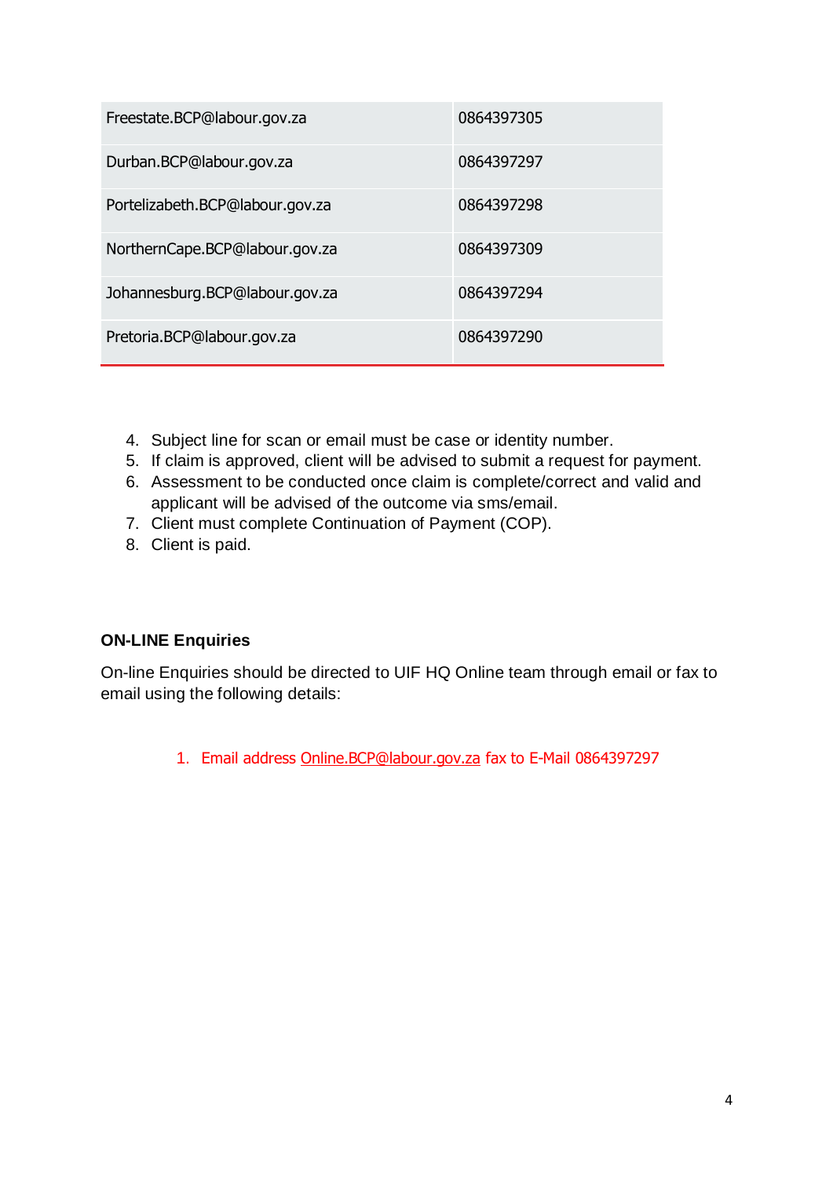| | |
|---|---|
| Freestate.BCP@labour.gov.za | 0864397305 |
| Durban.BCP@labour.gov.za | 0864397297 |
| Portelizabeth.BCP@labour.gov.za | 0864397298 |
| NorthernCape.BCP@labour.gov.za | 0864397309 |
| Johannesburg.BCP@labour.gov.za | 0864397294 |
| Pretoria.BCP@labour.gov.za | 0864397290 |

4. Subject line for scan or email must be case or identity number.
5. If claim is approved, client will be advised to submit a request for payment.
6. Assessment to be conducted once claim is complete/correct and valid and applicant will be advised of the outcome via sms/email.
7. Client must complete Continuation of Payment (COP).
8. Client is paid.

**ON-LINE Enquiries**

On-line Enquiries should be directed to UIF HQ Online team through email or fax to email using the following details:

1. Email address Online.BCP@labour.gov.za fax to E-Mail 0864397297